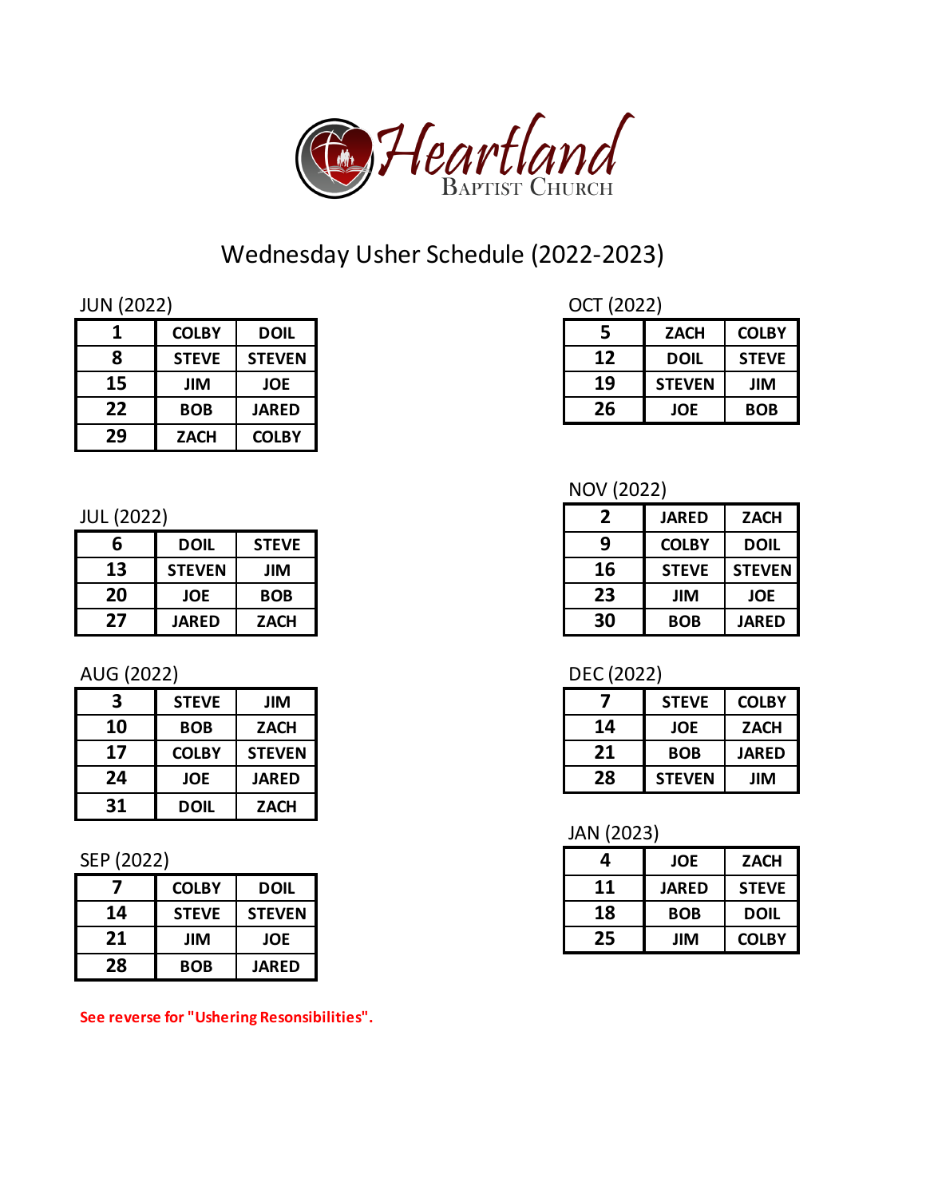Heartland Baptist Church

# Wednesday Usher Schedule (2022-2023)

JUN (2022)

| | | |
|---|---|---|
| 1 | COLBY | DOIL |
| 8 | STEVE | STEVEN |
| 15 | JIM | JOE |
| 22 | BOB | JARED |
| 29 | ZACH | COLBY |

JUL (2022)

| | | |
|---|---|---|
| 6 | DOIL | STEVE |
| 13 | STEVEN | JIM |
| 20 | JOE | BOB |
| 27 | JARED | ZACH |

AUG (2022)

| | | |
|---|---|---|
| 3 | STEVE | JIM |
| 10 | BOB | ZACH |
| 17 | COLBY | STEVEN |
| 24 | JOE | JARED |
| 31 | DOIL | ZACH |

SEP (2022)

| | | |
|---|---|---|
| 7 | COLBY | DOIL |
| 14 | STEVE | STEVEN |
| 21 | JIM | JOE |
| 28 | BOB | JARED |

OCT (2022)

| | | |
|---|---|---|
| 5 | ZACH | COLBY |
| 12 | DOIL | STEVE |
| 19 | STEVEN | JIM |
| 26 | JOE | BOB |

NOV (2022)

| | | |
|---|---|---|
| 2 | JARED | ZACH |
| 9 | COLBY | DOIL |
| 16 | STEVE | STEVEN |
| 23 | JIM | JOE |
| 30 | BOB | JARED |

DEC (2022)

| | | |
|---|---|---|
| 7 | STEVE | COLBY |
| 14 | JOE | ZACH |
| 21 | BOB | JARED |
| 28 | STEVEN | JIM |

JAN (2023)

| | | |
|---|---|---|
| 4 | JOE | ZACH |
| 11 | JARED | STEVE |
| 18 | BOB | DOIL |
| 25 | JIM | COLBY |

**See reverse for "Ushering Resonsibilities".**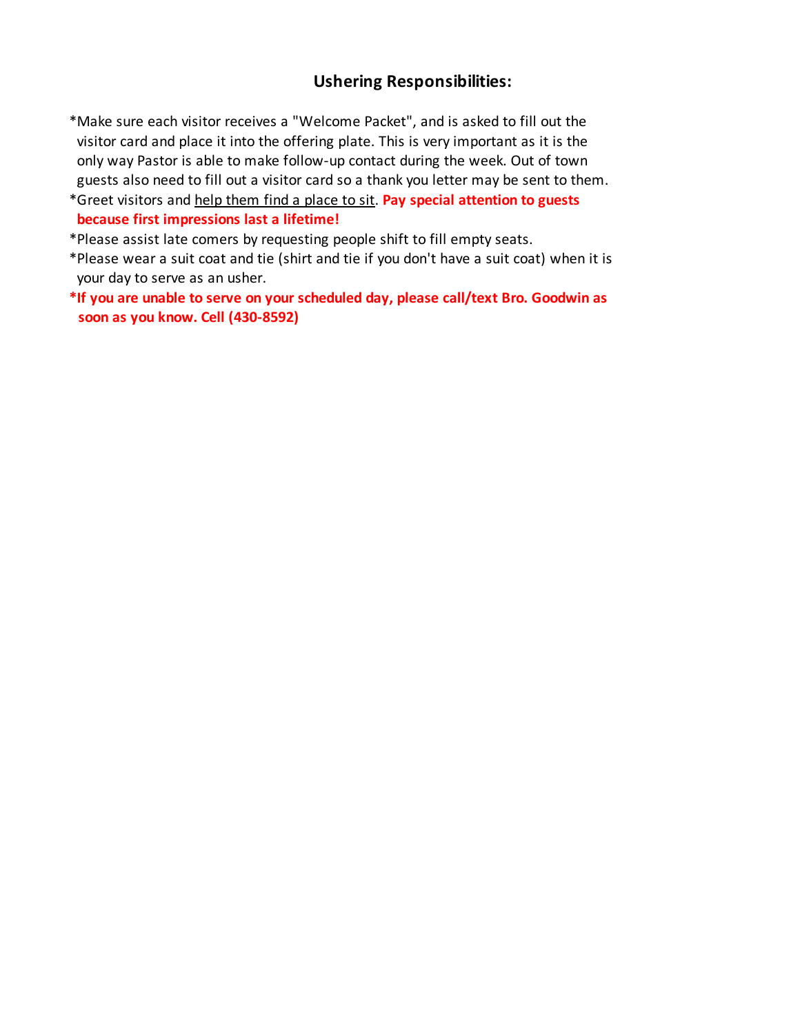### Ushering Responsibilities:

*Make sure each visitor receives a "Welcome Packet", and is asked to fill out the visitor card and place it into the offering plate. This is very important as it is the only way Pastor is able to make follow-up contact during the week. Out of town guests also need to fill out a visitor card so a thank you letter may be sent to them.

*Greet visitors and help them find a place to sit. **Pay special attention to guests because first impressions last a lifetime!**

*Please assist late comers by requesting people shift to fill empty seats.

*Please wear a suit coat and tie (shirt and tie if you don't have a suit coat) when it is your day to serve as an usher.

***If you are unable to serve on your scheduled day, please call/text Bro. Goodwin as soon as you know. Cell (430-8592)**